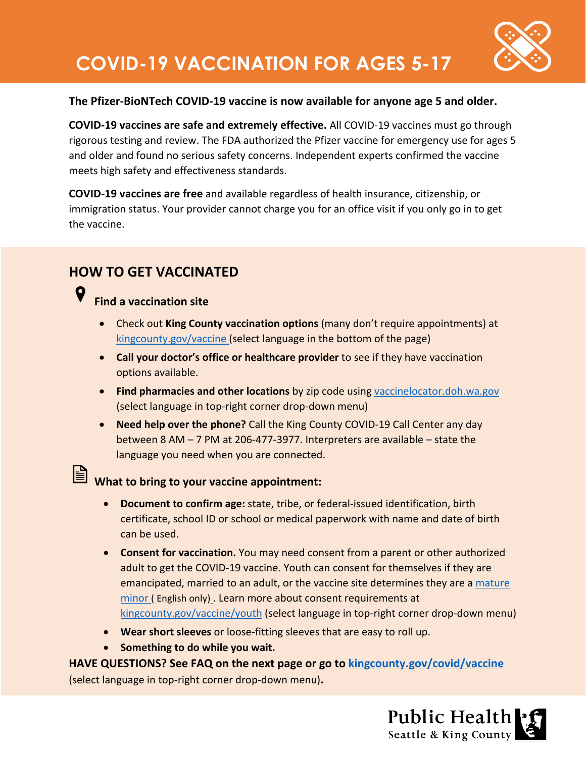# COVID-19 VACCINATION FOR AGES 5-17

**The Pfizer-BioNTech COVID-19 vaccine is now available for anyone age 5 and older.**

**COVID-19 vaccines are safe and extremely effective.** All COVID-19 vaccines must go through rigorous testing and review. The FDA authorized the Pfizer vaccine for emergency use for ages 5 and older and found no serious safety concerns. Independent experts confirmed the vaccine meets high safety and effectiveness standards.

**COVID-19 vaccines are free** and available regardless of health insurance, citizenship, or immigration status. Your provider cannot charge you for an office visit if you only go in to get the vaccine.

## HOW TO GET VACCINATED

### Find a vaccination site

- Check out **King County vaccination options** (many don't require appointments) at kingcounty.gov/vaccine (select language in the bottom of the page)
- **Call your doctor's office or healthcare provider** to see if they have vaccination options available.
- **Find pharmacies and other locations** by zip code using vaccinelocator.doh.wa.gov (select language in top-right corner drop-down menu)
- **Need help over the phone?** Call the King County COVID-19 Call Center any day between 8 AM – 7 PM at 206-477-3977. Interpreters are available – state the language you need when you are connected.

### What to bring to your vaccine appointment:

- **Document to confirm age:** state, tribe, or federal-issued identification, birth certificate, school ID or school or medical paperwork with name and date of birth can be used.
- **Consent for vaccination.** You may need consent from a parent or other authorized adult to get the COVID-19 vaccine. Youth can consent for themselves if they are emancipated, married to an adult, or the vaccine site determines they are a mature minor ( English only). Learn more about consent requirements at kingcounty.gov/vaccine/youth (select language in top-right corner drop-down menu)
- **Wear short sleeves** or loose-fitting sleeves that are easy to roll up.
- **Something to do while you wait.**

**HAVE QUESTIONS? See FAQ on the next page or go to kingcounty.gov/covid/vaccine** (select language in top-right corner drop-down menu).

Public Health
Seattle & King County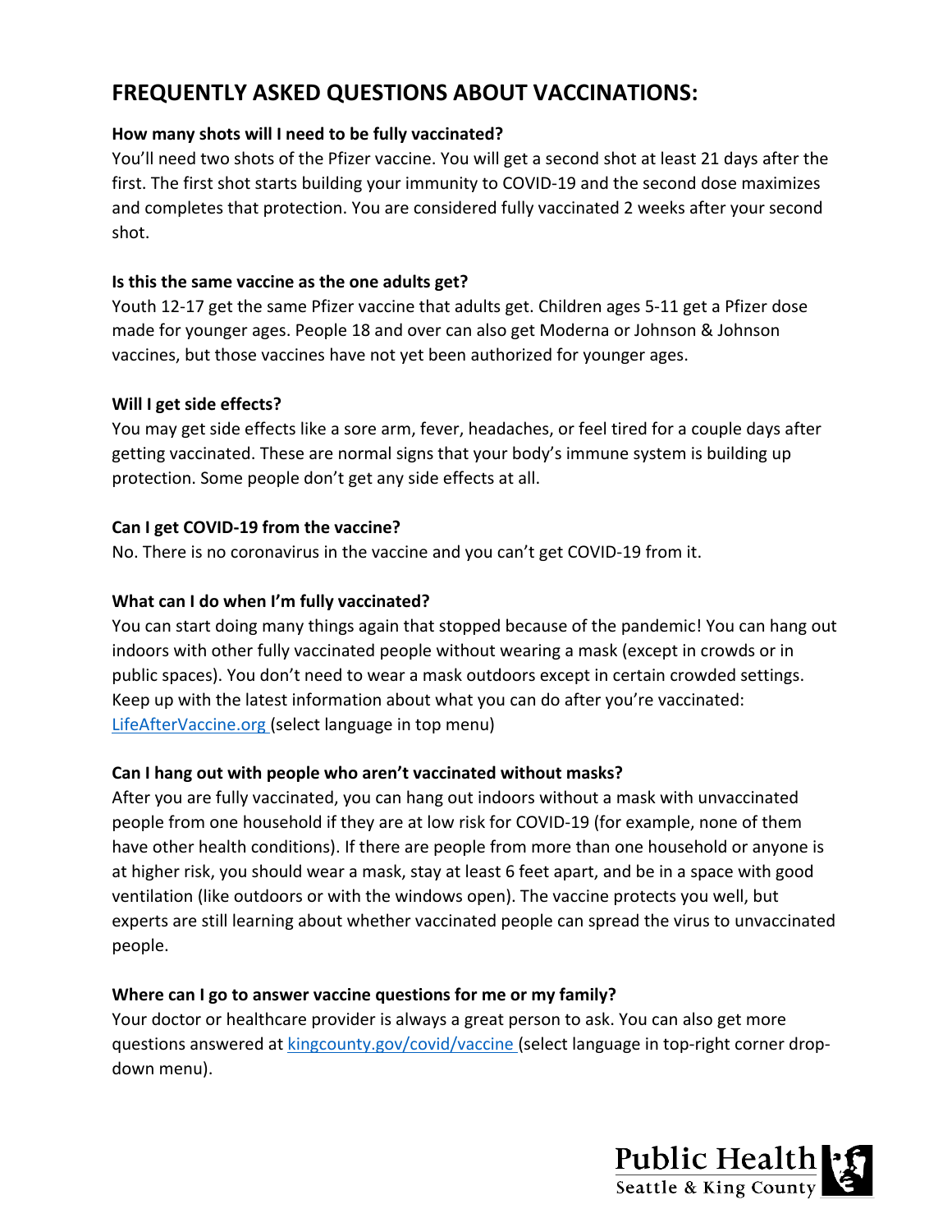# FREQUENTLY ASKED QUESTIONS ABOUT VACCINATIONS:

**How many shots will I need to be fully vaccinated?**

You'll need two shots of the Pfizer vaccine. You will get a second shot at least 21 days after the first. The first shot starts building your immunity to COVID-19 and the second dose maximizes and completes that protection. You are considered fully vaccinated 2 weeks after your second shot.

**Is this the same vaccine as the one adults get?**

Youth 12-17 get the same Pfizer vaccine that adults get. Children ages 5-11 get a Pfizer dose made for younger ages. People 18 and over can also get Moderna or Johnson & Johnson vaccines, but those vaccines have not yet been authorized for younger ages.

**Will I get side effects?**

You may get side effects like a sore arm, fever, headaches, or feel tired for a couple days after getting vaccinated. These are normal signs that your body's immune system is building up protection. Some people don't get any side effects at all.

**Can I get COVID-19 from the vaccine?**

No. There is no coronavirus in the vaccine and you can't get COVID-19 from it.

**What can I do when I'm fully vaccinated?**

You can start doing many things again that stopped because of the pandemic! You can hang out indoors with other fully vaccinated people without wearing a mask (except in crowds or in public spaces). You don't need to wear a mask outdoors except in certain crowded settings. Keep up with the latest information about what you can do after you're vaccinated: LifeAfterVaccine.org (select language in top menu)

**Can I hang out with people who aren't vaccinated without masks?**

After you are fully vaccinated, you can hang out indoors without a mask with unvaccinated people from one household if they are at low risk for COVID-19 (for example, none of them have other health conditions). If there are people from more than one household or anyone is at higher risk, you should wear a mask, stay at least 6 feet apart, and be in a space with good ventilation (like outdoors or with the windows open). The vaccine protects you well, but experts are still learning about whether vaccinated people can spread the virus to unvaccinated people.

**Where can I go to answer vaccine questions for me or my family?**

Your doctor or healthcare provider is always a great person to ask. You can also get more questions answered at kingcounty.gov/covid/vaccine (select language in top-right corner drop-down menu).

Public Health
Seattle & King County